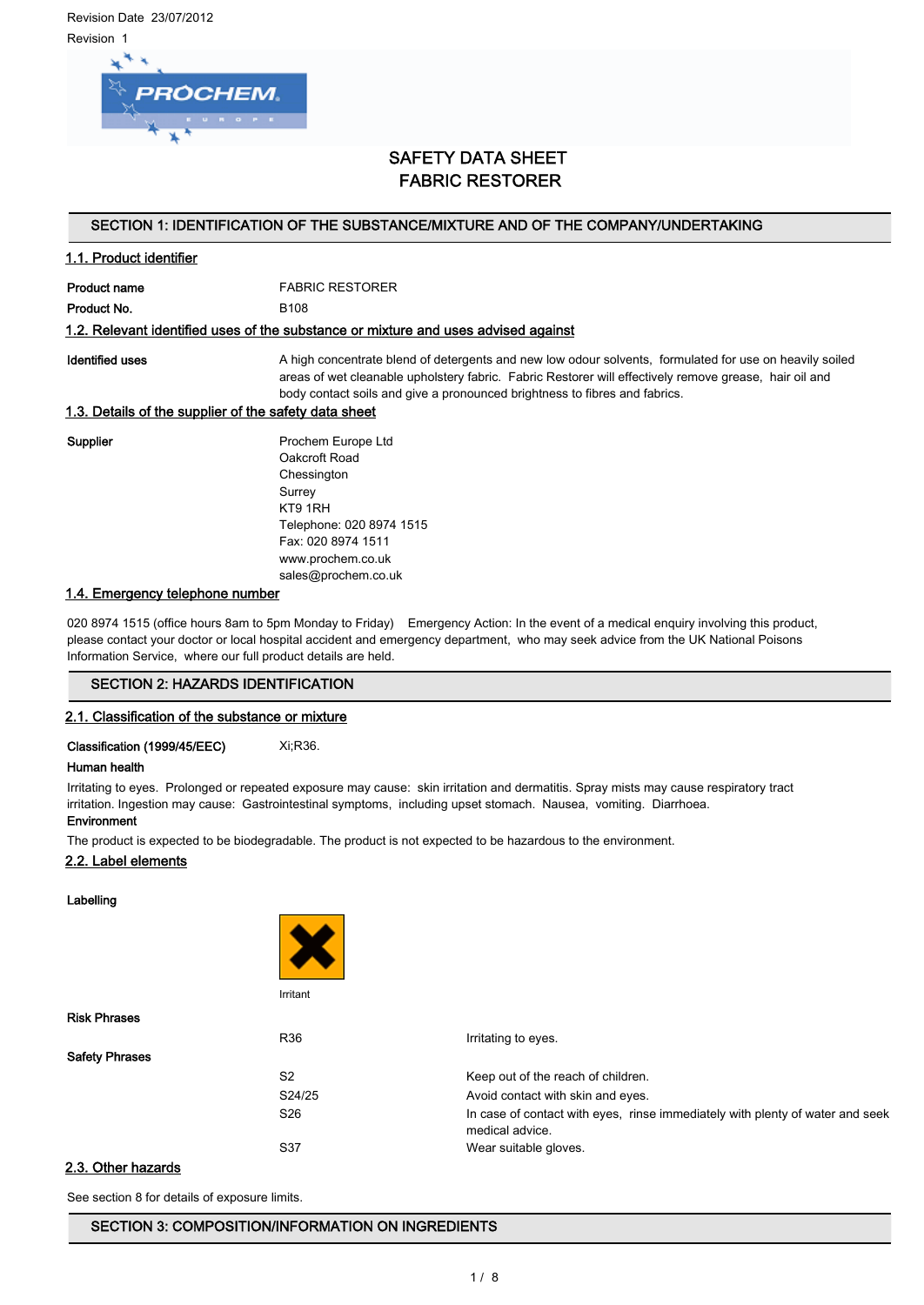Revision Date 23/07/2012

Revision 1

# SAFETY DATA SHEET
# FABRIC RESTORER

## SECTION 1: IDENTIFICATION OF THE SUBSTANCE/MIXTURE AND OF THE COMPANY/UNDERTAKING

### 1.1. Product identifier

| | |
|---|---|
| **Product name** | FABRIC RESTORER |
| **Product No.** | B108 |

### 1.2. Relevant identified uses of the substance or mixture and uses advised against

| | |
|---|---|
| **Identified uses** | A high concentrate blend of detergents and new low odour solvents, formulated for use on heavily soiled areas of wet cleanable upholstery fabric. Fabric Restorer will effectively remove grease, hair oil and body contact soils and give a pronounced brightness to fibres and fabrics. |

### 1.3. Details of the supplier of the safety data sheet

**Supplier**

Prochem Europe Ltd
Oakcroft Road
Chessington
Surrey
KT9 1RH
Telephone: 020 8974 1515
Fax: 020 8974 1511
www.prochem.co.uk
sales@prochem.co.uk

### 1.4. Emergency telephone number

020 8974 1515 (office hours 8am to 5pm Monday to Friday) Emergency Action: In the event of a medical enquiry involving this product, please contact your doctor or local hospital accident and emergency department, who may seek advice from the UK National Poisons Information Service, where our full product details are held.

## SECTION 2: HAZARDS IDENTIFICATION

### 2.1. Classification of the substance or mixture

**Classification (1999/45/EEC)** Xi;R36.

**Human health**

Irritating to eyes. Prolonged or repeated exposure may cause: skin irritation and dermatitis. Spray mists may cause respiratory tract irritation. Ingestion may cause: Gastrointestinal symptoms, including upset stomach. Nausea, vomiting. Diarrhoea.

**Environment**

The product is expected to be biodegradable. The product is not expected to be hazardous to the environment.

### 2.2. Label elements

**Labelling**

Irritant

**Risk Phrases**

| | |
|---|---|
| R36 | Irritating to eyes. |

**Safety Phrases**

| | |
|---|---|
| S2 | Keep out of the reach of children. |
| S24/25 | Avoid contact with skin and eyes. |
| S26 | In case of contact with eyes, rinse immediately with plenty of water and seek medical advice. |
| S37 | Wear suitable gloves. |

### 2.3. Other hazards

See section 8 for details of exposure limits.

## SECTION 3: COMPOSITION/INFORMATION ON INGREDIENTS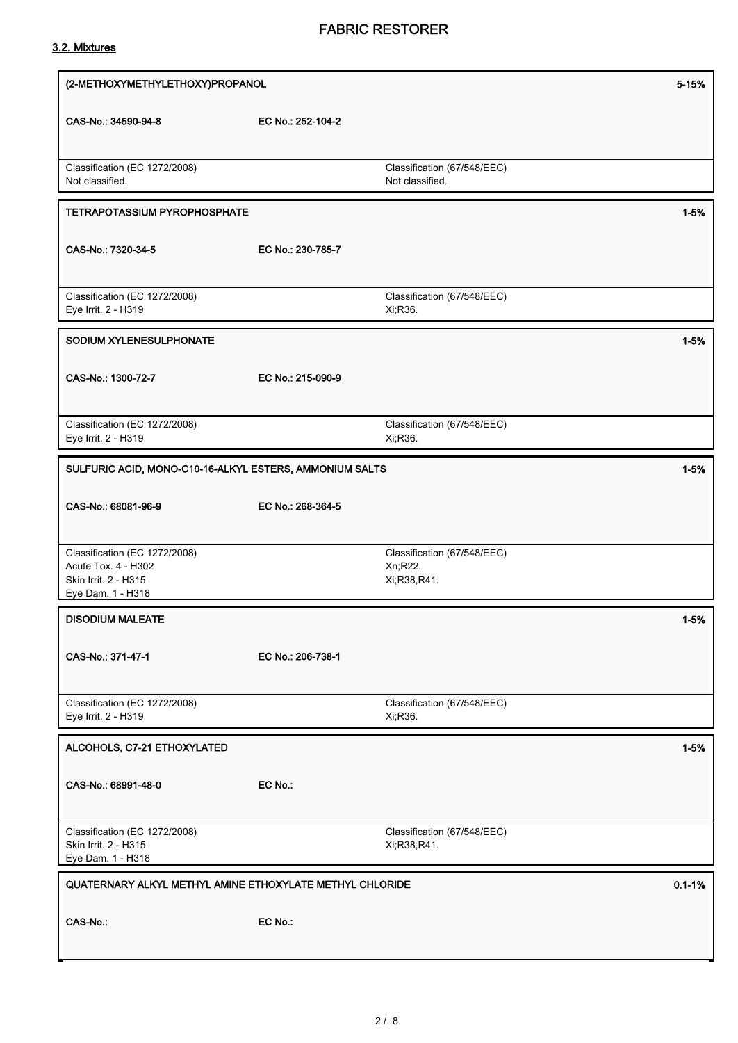### 3.2. Mixtures

| (2-METHOXYMETHYLETHOXY)PROPANOL | | 5-15% |
|---|---|---|
| CAS-No.: 34590-94-8 | EC No.: 252-104-2 | |
| Classification (EC 1272/2008)<br>Not classified. | Classification (67/548/EEC)<br>Not classified. | |

| TETRAPOTASSIUM PYROPHOSPHATE | | 1-5% |
|---|---|---|
| CAS-No.: 7320-34-5 | EC No.: 230-785-7 | |
| Classification (EC 1272/2008)<br>Eye Irrit. 2 - H319 | Classification (67/548/EEC)<br>Xi;R36. | |

| SODIUM XYLENESULPHONATE | | 1-5% |
|---|---|---|
| CAS-No.: 1300-72-7 | EC No.: 215-090-9 | |
| Classification (EC 1272/2008)<br>Eye Irrit. 2 - H319 | Classification (67/548/EEC)<br>Xi;R36. | |

| SULFURIC ACID, MONO-C10-16-ALKYL ESTERS, AMMONIUM SALTS | | 1-5% |
|---|---|---|
| CAS-No.: 68081-96-9 | EC No.: 268-364-5 | |
| Classification (EC 1272/2008)<br>Acute Tox. 4 - H302<br>Skin Irrit. 2 - H315<br>Eye Dam. 1 - H318 | Classification (67/548/EEC)<br>Xn;R22.<br>Xi;R38,R41. | |

| DISODIUM MALEATE | | 1-5% |
|---|---|---|
| CAS-No.: 371-47-1 | EC No.: 206-738-1 | |
| Classification (EC 1272/2008)<br>Eye Irrit. 2 - H319 | Classification (67/548/EEC)<br>Xi;R36. | |

| ALCOHOLS, C7-21 ETHOXYLATED | | 1-5% |
|---|---|---|
| CAS-No.: 68991-48-0 | EC No.: | |
| Classification (EC 1272/2008)<br>Skin Irrit. 2 - H315<br>Eye Dam. 1 - H318 | Classification (67/548/EEC)<br>Xi;R38,R41. | |

| QUATERNARY ALKYL METHYL AMINE ETHOXYLATE METHYL CHLORIDE | | 0.1-1% |
|---|---|---|
| CAS-No.: | EC No.: | |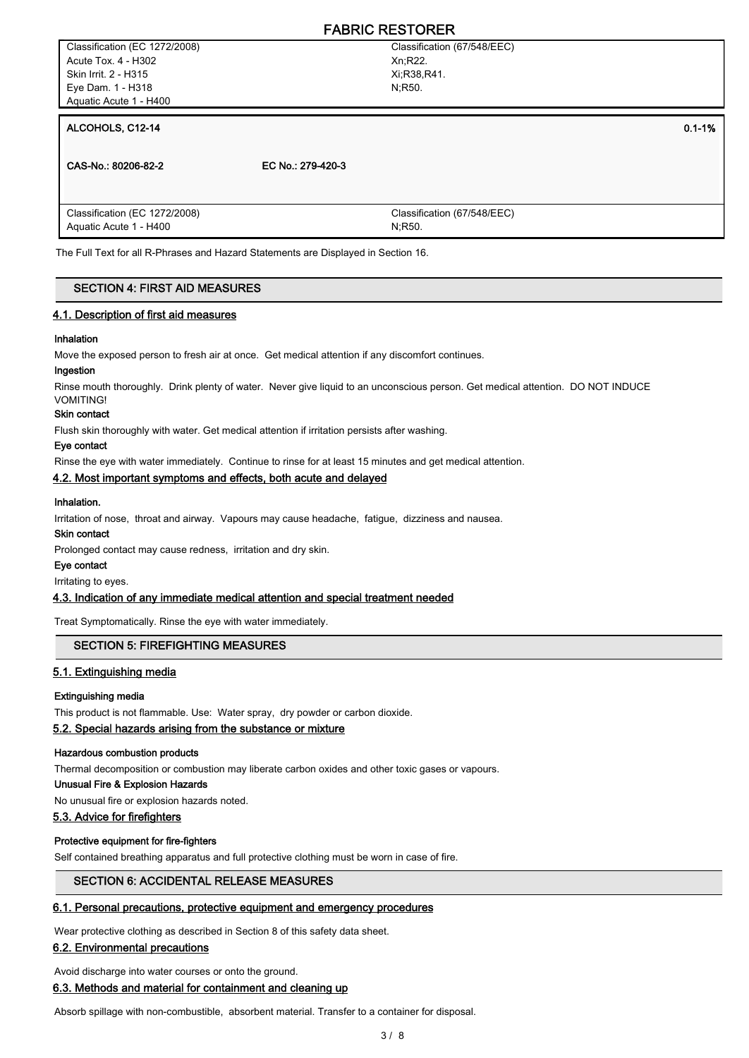| Classification (EC 1272/2008) | Classification (67/548/EEC) |
|---|---|
| Acute Tox. 4 - H302<br>Skin Irrit. 2 - H315<br>Eye Dam. 1 - H318<br>Aquatic Acute 1 - H400 | Xn;R22.<br>Xi;R38,R41.<br>N;R50. |

**ALCOHOLS, C12-14** — 0.1-1%

**CAS-No.: 80206-82-2** — **EC No.: 279-420-3**

| Classification (EC 1272/2008) | Classification (67/548/EEC) |
|---|---|
| Aquatic Acute 1 - H400 | N;R50. |

The Full Text for all R-Phrases and Hazard Statements are Displayed in Section 16.

## SECTION 4: FIRST AID MEASURES

### 4.1. Description of first aid measures

**Inhalation**

Move the exposed person to fresh air at once. Get medical attention if any discomfort continues.

**Ingestion**

Rinse mouth thoroughly. Drink plenty of water. Never give liquid to an unconscious person. Get medical attention. DO NOT INDUCE VOMITING!

**Skin contact**

Flush skin thoroughly with water. Get medical attention if irritation persists after washing.

**Eye contact**

Rinse the eye with water immediately. Continue to rinse for at least 15 minutes and get medical attention.

### 4.2. Most important symptoms and effects, both acute and delayed

**Inhalation.**

Irritation of nose, throat and airway. Vapours may cause headache, fatigue, dizziness and nausea.

**Skin contact**

Prolonged contact may cause redness, irritation and dry skin.

**Eye contact**

Irritating to eyes.

### 4.3. Indication of any immediate medical attention and special treatment needed

Treat Symptomatically. Rinse the eye with water immediately.

## SECTION 5: FIREFIGHTING MEASURES

### 5.1. Extinguishing media

**Extinguishing media**

This product is not flammable. Use: Water spray, dry powder or carbon dioxide.

### 5.2. Special hazards arising from the substance or mixture

**Hazardous combustion products**

Thermal decomposition or combustion may liberate carbon oxides and other toxic gases or vapours.

**Unusual Fire & Explosion Hazards**

No unusual fire or explosion hazards noted.

### 5.3. Advice for firefighters

**Protective equipment for fire-fighters**

Self contained breathing apparatus and full protective clothing must be worn in case of fire.

## SECTION 6: ACCIDENTAL RELEASE MEASURES

### 6.1. Personal precautions, protective equipment and emergency procedures

Wear protective clothing as described in Section 8 of this safety data sheet.

### 6.2. Environmental precautions

Avoid discharge into water courses or onto the ground.

### 6.3. Methods and material for containment and cleaning up

Absorb spillage with non-combustible, absorbent material. Transfer to a container for disposal.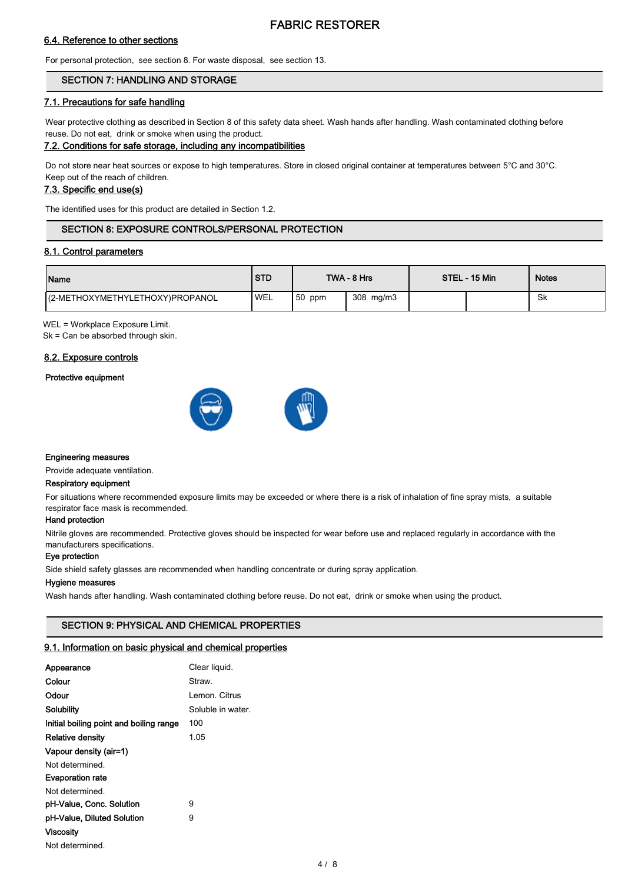## 6.4. Reference to other sections

For personal protection, see section 8. For waste disposal, see section 13.

## SECTION 7: HANDLING AND STORAGE

### 7.1. Precautions for safe handling

Wear protective clothing as described in Section 8 of this safety data sheet. Wash hands after handling. Wash contaminated clothing before reuse. Do not eat, drink or smoke when using the product.

### 7.2. Conditions for safe storage, including any incompatibilities

Do not store near heat sources or expose to high temperatures. Store in closed original container at temperatures between 5°C and 30°C. Keep out of the reach of children.

### 7.3. Specific end use(s)

The identified uses for this product are detailed in Section 1.2.

## SECTION 8: EXPOSURE CONTROLS/PERSONAL PROTECTION

### 8.1. Control parameters

| Name | STD | TWA - 8 Hrs | | STEL - 15 Min | | Notes |
|---|---|---|---|---|---|---|
| (2-METHOXYMETHYLETHOXY)PROPANOL | WEL | 50 ppm | 308 mg/m3 | | | Sk |

WEL = Workplace Exposure Limit.
Sk = Can be absorbed through skin.

### 8.2. Exposure controls

**Protective equipment**

**Engineering measures**

Provide adequate ventilation.

**Respiratory equipment**

For situations where recommended exposure limits may be exceeded or where there is a risk of inhalation of fine spray mists, a suitable respirator face mask is recommended.

**Hand protection**

Nitrile gloves are recommended. Protective gloves should be inspected for wear before use and replaced regularly in accordance with the manufacturers specifications.

**Eye protection**

Side shield safety glasses are recommended when handling concentrate or during spray application.

**Hygiene measures**

Wash hands after handling. Wash contaminated clothing before reuse. Do not eat, drink or smoke when using the product.

## SECTION 9: PHYSICAL AND CHEMICAL PROPERTIES

### 9.1. Information on basic physical and chemical properties

**Appearance** Clear liquid.

**Colour** Straw.

**Odour** Lemon. Citrus

**Solubility** Soluble in water.

**Initial boiling point and boiling range** 100

**Relative density** 1.05

**Vapour density (air=1)**

Not determined.

**Evaporation rate**

Not determined.

**pH-Value, Conc. Solution** 9

**pH-Value, Diluted Solution** 9

**Viscosity**

Not determined.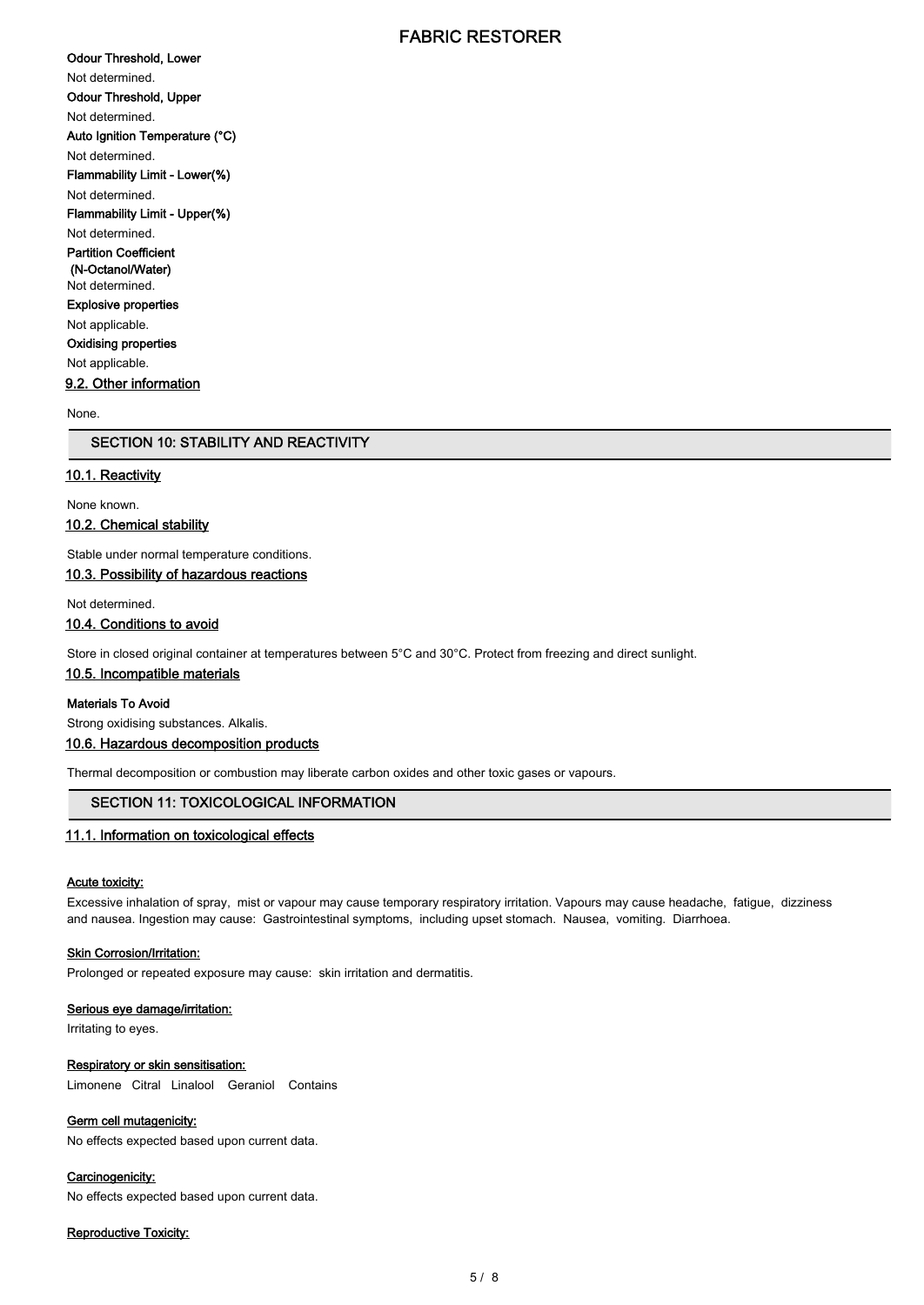**Odour Threshold, Lower**

Not determined.

**Odour Threshold, Upper**

Not determined.

**Auto Ignition Temperature (°C)**

Not determined.

**Flammability Limit - Lower(%)**

Not determined.

**Flammability Limit - Upper(%)**

Not determined.

**Partition Coefficient (N-Octanol/Water)**

Not determined.

**Explosive properties**

Not applicable.

**Oxidising properties**

Not applicable.

### 9.2. Other information

None.

## SECTION 10: STABILITY AND REACTIVITY

### 10.1. Reactivity

None known.

### 10.2. Chemical stability

Stable under normal temperature conditions.

### 10.3. Possibility of hazardous reactions

Not determined.

### 10.4. Conditions to avoid

Store in closed original container at temperatures between 5°C and 30°C. Protect from freezing and direct sunlight.

### 10.5. Incompatible materials

**Materials To Avoid**

Strong oxidising substances. Alkalis.

### 10.6. Hazardous decomposition products

Thermal decomposition or combustion may liberate carbon oxides and other toxic gases or vapours.

## SECTION 11: TOXICOLOGICAL INFORMATION

### 11.1. Information on toxicological effects

**Acute toxicity:**

Excessive inhalation of spray, mist or vapour may cause temporary respiratory irritation. Vapours may cause headache, fatigue, dizziness and nausea. Ingestion may cause: Gastrointestinal symptoms, including upset stomach. Nausea, vomiting. Diarrhoea.

**Skin Corrosion/Irritation:**

Prolonged or repeated exposure may cause: skin irritation and dermatitis.

**Serious eye damage/irritation:**

Irritating to eyes.

**Respiratory or skin sensitisation:**

Limonene Citral Linalool Geraniol Contains

**Germ cell mutagenicity:**

No effects expected based upon current data.

**Carcinogenicity:**

No effects expected based upon current data.

**Reproductive Toxicity:**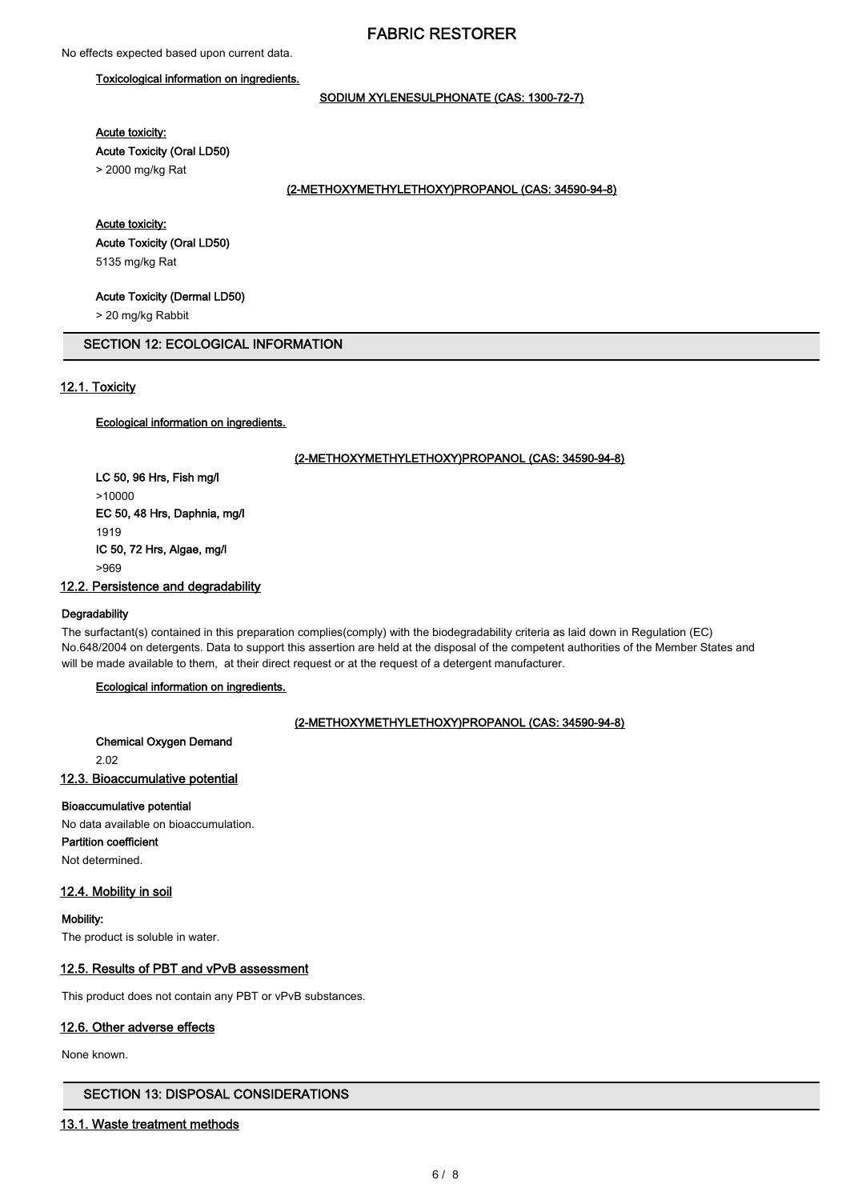No effects expected based upon current data.

**Toxicological information on ingredients.**

**SODIUM XYLENESULPHONATE (CAS: 1300-72-7)**

**Acute toxicity:**

**Acute Toxicity (Oral LD50)**

> 2000 mg/kg Rat

**(2-METHOXYMETHYLETHOXY)PROPANOL (CAS: 34590-94-8)**

**Acute toxicity:**

**Acute Toxicity (Oral LD50)**

5135 mg/kg Rat

**Acute Toxicity (Dermal LD50)**

> 20 mg/kg Rabbit

## SECTION 12: ECOLOGICAL INFORMATION

### 12.1. Toxicity

**Ecological information on ingredients.**

**(2-METHOXYMETHYLETHOXY)PROPANOL (CAS: 34590-94-8)**

**LC 50, 96 Hrs, Fish mg/l**

>10000

**EC 50, 48 Hrs, Daphnia, mg/l**

1919

**IC 50, 72 Hrs, Algae, mg/l**

>969

### 12.2. Persistence and degradability

**Degradability**

The surfactant(s) contained in this preparation complies(comply) with the biodegradability criteria as laid down in Regulation (EC) No.648/2004 on detergents. Data to support this assertion are held at the disposal of the competent authorities of the Member States and will be made available to them, at their direct request or at the request of a detergent manufacturer.

**Ecological information on ingredients.**

**(2-METHOXYMETHYLETHOXY)PROPANOL (CAS: 34590-94-8)**

**Chemical Oxygen Demand**

2.02

### 12.3. Bioaccumulative potential

**Bioaccumulative potential**

No data available on bioaccumulation.

**Partition coefficient**

Not determined.

### 12.4. Mobility in soil

**Mobility:**

The product is soluble in water.

### 12.5. Results of PBT and vPvB assessment

This product does not contain any PBT or vPvB substances.

### 12.6. Other adverse effects

None known.

## SECTION 13: DISPOSAL CONSIDERATIONS

### 13.1. Waste treatment methods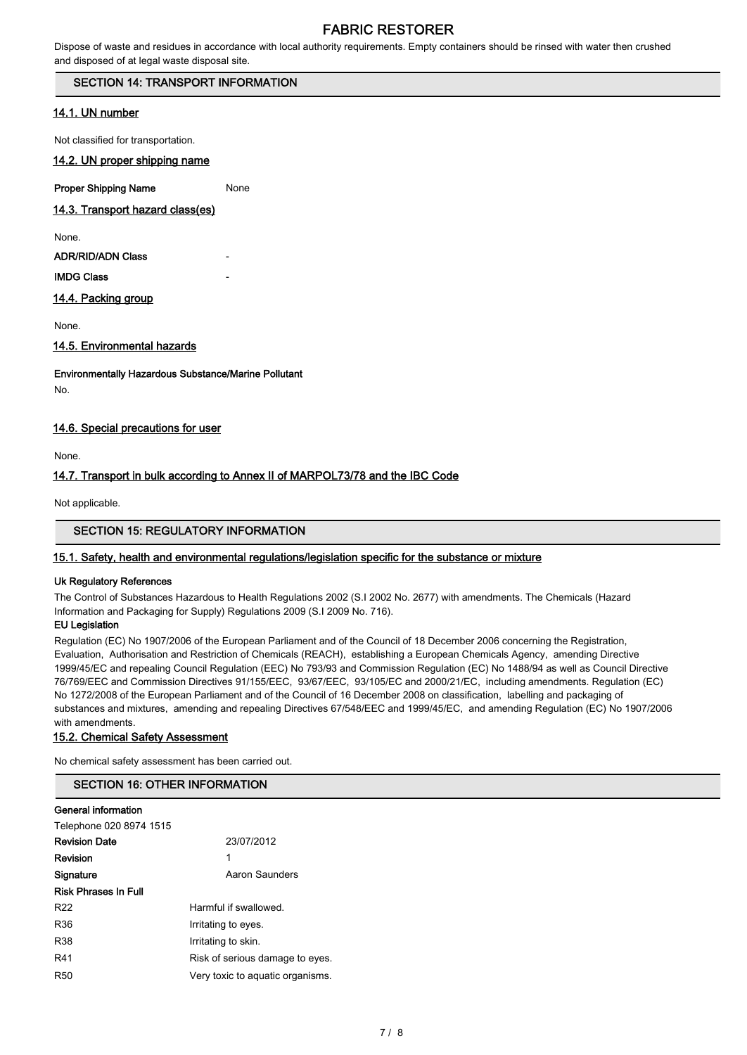Dispose of waste and residues in accordance with local authority requirements. Empty containers should be rinsed with water then crushed and disposed of at legal waste disposal site.

## SECTION 14: TRANSPORT INFORMATION

### 14.1. UN number

Not classified for transportation.

### 14.2. UN proper shipping name

**Proper Shipping Name** None

### 14.3. Transport hazard class(es)

None.

**ADR/RID/ADN Class** -

**IMDG Class** -

### 14.4. Packing group

None.

### 14.5. Environmental hazards

**Environmentally Hazardous Substance/Marine Pollutant**

No.

### 14.6. Special precautions for user

None.

### 14.7. Transport in bulk according to Annex II of MARPOL73/78 and the IBC Code

Not applicable.

## SECTION 15: REGULATORY INFORMATION

### 15.1. Safety, health and environmental regulations/legislation specific for the substance or mixture

**Uk Regulatory References**

The Control of Substances Hazardous to Health Regulations 2002 (S.I 2002 No. 2677) with amendments. The Chemicals (Hazard Information and Packaging for Supply) Regulations 2009 (S.I 2009 No. 716).

**EU Legislation**

Regulation (EC) No 1907/2006 of the European Parliament and of the Council of 18 December 2006 concerning the Registration, Evaluation, Authorisation and Restriction of Chemicals (REACH), establishing a European Chemicals Agency, amending Directive 1999/45/EC and repealing Council Regulation (EEC) No 793/93 and Commission Regulation (EC) No 1488/94 as well as Council Directive 76/769/EEC and Commission Directives 91/155/EEC, 93/67/EEC, 93/105/EC and 2000/21/EC, including amendments. Regulation (EC) No 1272/2008 of the European Parliament and of the Council of 16 December 2008 on classification, labelling and packaging of substances and mixtures, amending and repealing Directives 67/548/EEC and 1999/45/EC, and amending Regulation (EC) No 1907/2006 with amendments.

### 15.2. Chemical Safety Assessment

No chemical safety assessment has been carried out.

## SECTION 16: OTHER INFORMATION

**General information**

Telephone 020 8974 1515

**Revision Date** 23/07/2012

**Revision** 1

**Signature** Aaron Saunders

**Risk Phrases In Full**

| | |
|---|---|
| R22 | Harmful if swallowed. |
| R36 | Irritating to eyes. |
| R38 | Irritating to skin. |
| R41 | Risk of serious damage to eyes. |
| R50 | Very toxic to aquatic organisms. |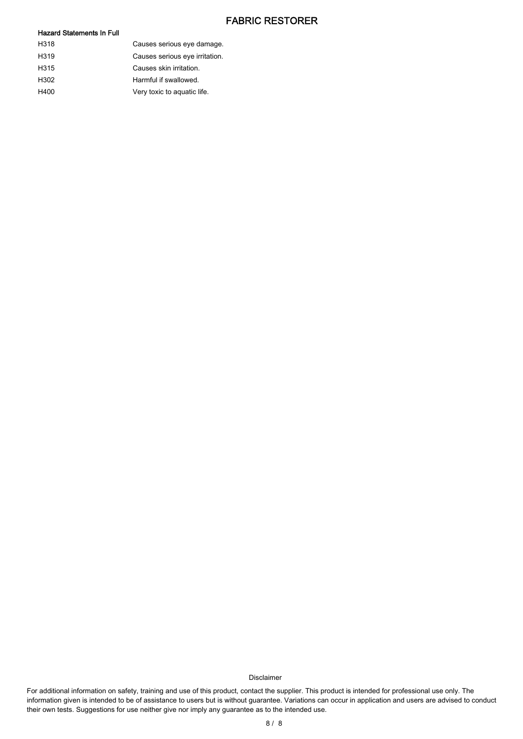#### Hazard Statements In Full

| | |
|---|---|
| H318 | Causes serious eye damage. |
| H319 | Causes serious eye irritation. |
| H315 | Causes skin irritation. |
| H302 | Harmful if swallowed. |
| H400 | Very toxic to aquatic life. |

Disclaimer

For additional information on safety, training and use of this product, contact the supplier. This product is intended for professional use only. The information given is intended to be of assistance to users but is without guarantee. Variations can occur in application and users are advised to conduct their own tests. Suggestions for use neither give nor imply any guarantee as to the intended use.